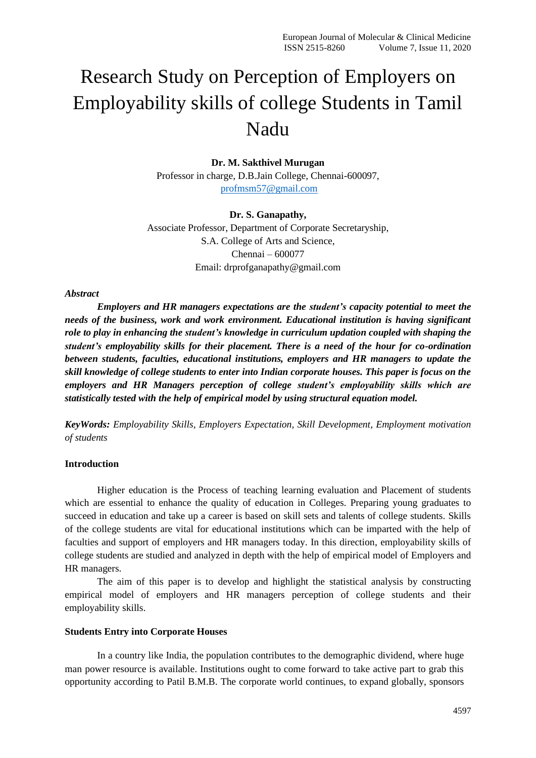# Research Study on Perception of Employers on Employability skills of college Students in Tamil Nadu

**Dr. M. Sakthivel Murugan**
Professor in charge, D.B.Jain College, Chennai-600097,
profmsm57@gmail.com

**Dr. S. Ganapathy,**
Associate Professor, Department of Corporate Secretaryship,
S.A. College of Arts and Science,
Chennai – 600077
Email: drprofganapathy@gmail.com

***Abstract***

***Employers and HR managers expectations are the student's capacity potential to meet the needs of the business, work and work environment. Educational institution is having significant role to play in enhancing the student's knowledge in curriculum updation coupled with shaping the student's employability skills for their placement. There is a need of the hour for co-ordination between students, faculties, educational institutions, employers and HR managers to update the skill knowledge of college students to enter into Indian corporate houses. This paper is focus on the employers and HR Managers perception of college student's employability skills which are statistically tested with the help of empirical model by using structural equation model.***

***KeyWords:*** *Employability Skills, Employers Expectation, Skill Development, Employment motivation of students*

## Introduction

Higher education is the Process of teaching learning evaluation and Placement of students which are essential to enhance the quality of education in Colleges. Preparing young graduates to succeed in education and take up a career is based on skill sets and talents of college students. Skills of the college students are vital for educational institutions which can be imparted with the help of faculties and support of employers and HR managers today. In this direction, employability skills of college students are studied and analyzed in depth with the help of empirical model of Employers and HR managers.

The aim of this paper is to develop and highlight the statistical analysis by constructing empirical model of employers and HR managers perception of college students and their employability skills.

## Students Entry into Corporate Houses

In a country like India, the population contributes to the demographic dividend, where huge man power resource is available. Institutions ought to come forward to take active part to grab this opportunity according to Patil B.M.B. The corporate world continues, to expand globally, sponsors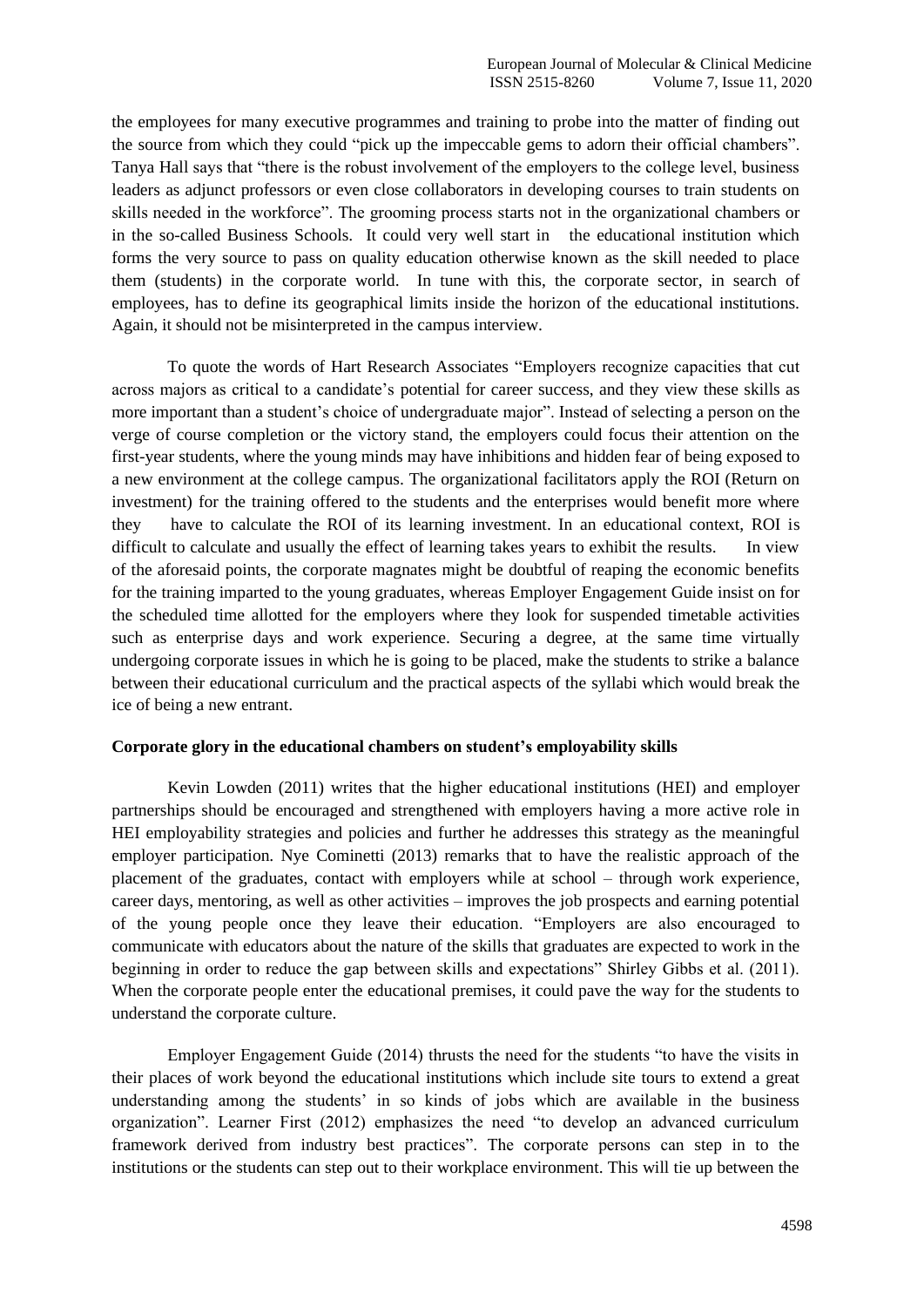the employees for many executive programmes and training to probe into the matter of finding out the source from which they could "pick up the impeccable gems to adorn their official chambers". Tanya Hall says that "there is the robust involvement of the employers to the college level, business leaders as adjunct professors or even close collaborators in developing courses to train students on skills needed in the workforce". The grooming process starts not in the organizational chambers or in the so-called Business Schools. It could very well start in the educational institution which forms the very source to pass on quality education otherwise known as the skill needed to place them (students) in the corporate world. In tune with this, the corporate sector, in search of employees, has to define its geographical limits inside the horizon of the educational institutions. Again, it should not be misinterpreted in the campus interview.

To quote the words of Hart Research Associates "Employers recognize capacities that cut across majors as critical to a candidate's potential for career success, and they view these skills as more important than a student's choice of undergraduate major". Instead of selecting a person on the verge of course completion or the victory stand, the employers could focus their attention on the first-year students, where the young minds may have inhibitions and hidden fear of being exposed to a new environment at the college campus. The organizational facilitators apply the ROI (Return on investment) for the training offered to the students and the enterprises would benefit more where they have to calculate the ROI of its learning investment. In an educational context, ROI is difficult to calculate and usually the effect of learning takes years to exhibit the results. In view of the aforesaid points, the corporate magnates might be doubtful of reaping the economic benefits for the training imparted to the young graduates, whereas Employer Engagement Guide insist on for the scheduled time allotted for the employers where they look for suspended timetable activities such as enterprise days and work experience. Securing a degree, at the same time virtually undergoing corporate issues in which he is going to be placed, make the students to strike a balance between their educational curriculum and the practical aspects of the syllabi which would break the ice of being a new entrant.

**Corporate glory in the educational chambers on student's employability skills**

Kevin Lowden (2011) writes that the higher educational institutions (HEI) and employer partnerships should be encouraged and strengthened with employers having a more active role in HEI employability strategies and policies and further he addresses this strategy as the meaningful employer participation. Nye Cominetti (2013) remarks that to have the realistic approach of the placement of the graduates, contact with employers while at school – through work experience, career days, mentoring, as well as other activities – improves the job prospects and earning potential of the young people once they leave their education. "Employers are also encouraged to communicate with educators about the nature of the skills that graduates are expected to work in the beginning in order to reduce the gap between skills and expectations" Shirley Gibbs et al. (2011). When the corporate people enter the educational premises, it could pave the way for the students to understand the corporate culture.

Employer Engagement Guide (2014) thrusts the need for the students "to have the visits in their places of work beyond the educational institutions which include site tours to extend a great understanding among the students' in so kinds of jobs which are available in the business organization". Learner First (2012) emphasizes the need "to develop an advanced curriculum framework derived from industry best practices". The corporate persons can step in to the institutions or the students can step out to their workplace environment. This will tie up between the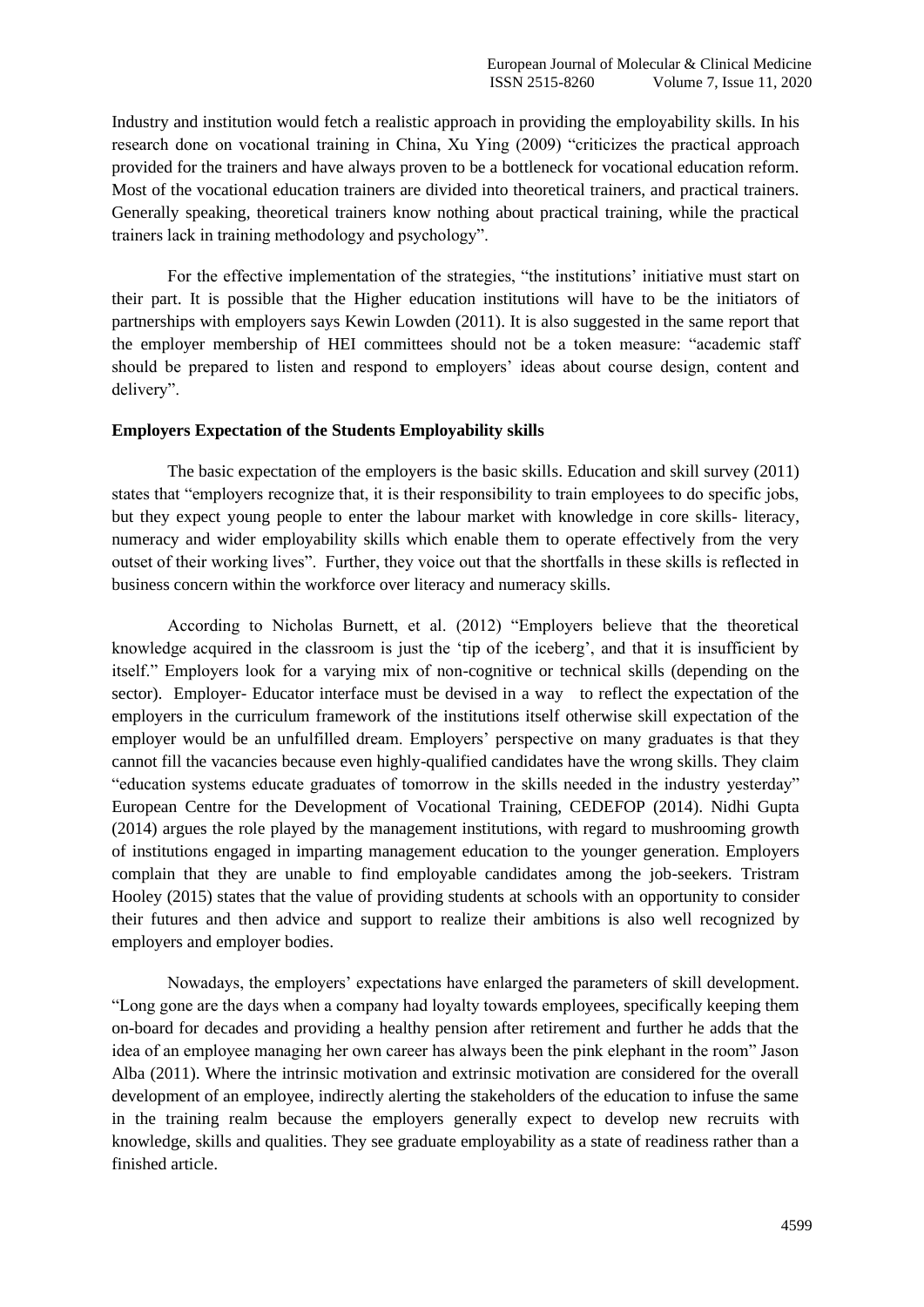Industry and institution would fetch a realistic approach in providing the employability skills. In his research done on vocational training in China, Xu Ying (2009) "criticizes the practical approach provided for the trainers and have always proven to be a bottleneck for vocational education reform. Most of the vocational education trainers are divided into theoretical trainers, and practical trainers. Generally speaking, theoretical trainers know nothing about practical training, while the practical trainers lack in training methodology and psychology".

For the effective implementation of the strategies, "the institutions' initiative must start on their part. It is possible that the Higher education institutions will have to be the initiators of partnerships with employers says Kewin Lowden (2011). It is also suggested in the same report that the employer membership of HEI committees should not be a token measure: "academic staff should be prepared to listen and respond to employers' ideas about course design, content and delivery".

**Employers Expectation of the Students Employability skills**

The basic expectation of the employers is the basic skills. Education and skill survey (2011) states that "employers recognize that, it is their responsibility to train employees to do specific jobs, but they expect young people to enter the labour market with knowledge in core skills- literacy, numeracy and wider employability skills which enable them to operate effectively from the very outset of their working lives". Further, they voice out that the shortfalls in these skills is reflected in business concern within the workforce over literacy and numeracy skills.

According to Nicholas Burnett, et al. (2012) "Employers believe that the theoretical knowledge acquired in the classroom is just the 'tip of the iceberg', and that it is insufficient by itself." Employers look for a varying mix of non-cognitive or technical skills (depending on the sector). Employer- Educator interface must be devised in a way to reflect the expectation of the employers in the curriculum framework of the institutions itself otherwise skill expectation of the employer would be an unfulfilled dream. Employers' perspective on many graduates is that they cannot fill the vacancies because even highly-qualified candidates have the wrong skills. They claim "education systems educate graduates of tomorrow in the skills needed in the industry yesterday" European Centre for the Development of Vocational Training, CEDEFOP (2014). Nidhi Gupta (2014) argues the role played by the management institutions, with regard to mushrooming growth of institutions engaged in imparting management education to the younger generation. Employers complain that they are unable to find employable candidates among the job-seekers. Tristram Hooley (2015) states that the value of providing students at schools with an opportunity to consider their futures and then advice and support to realize their ambitions is also well recognized by employers and employer bodies.

Nowadays, the employers' expectations have enlarged the parameters of skill development. "Long gone are the days when a company had loyalty towards employees, specifically keeping them on-board for decades and providing a healthy pension after retirement and further he adds that the idea of an employee managing her own career has always been the pink elephant in the room" Jason Alba (2011). Where the intrinsic motivation and extrinsic motivation are considered for the overall development of an employee, indirectly alerting the stakeholders of the education to infuse the same in the training realm because the employers generally expect to develop new recruits with knowledge, skills and qualities. They see graduate employability as a state of readiness rather than a finished article.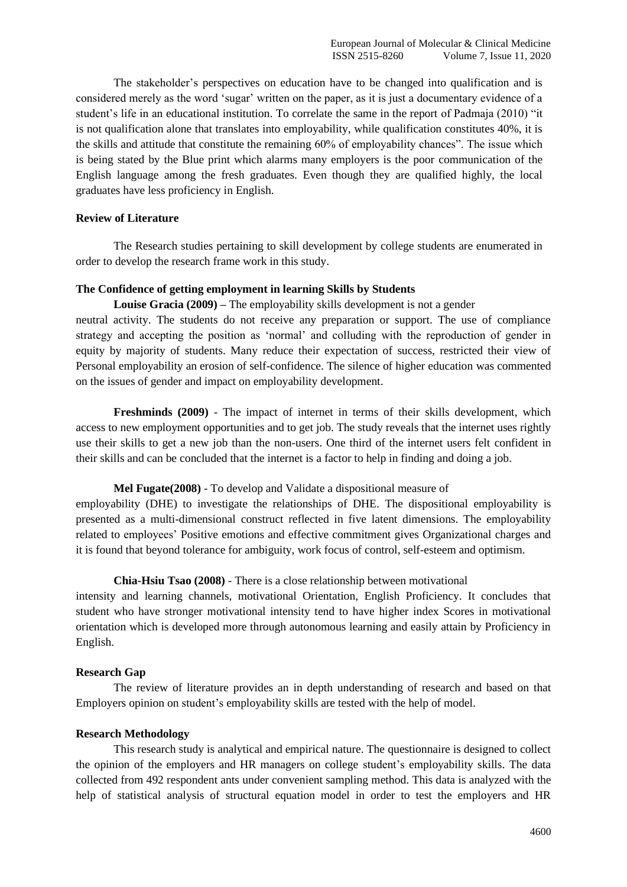The stakeholder's perspectives on education have to be changed into qualification and is considered merely as the word 'sugar' written on the paper, as it is just a documentary evidence of a student's life in an educational institution. To correlate the same in the report of Padmaja (2010) "it is not qualification alone that translates into employability, while qualification constitutes 40%, it is the skills and attitude that constitute the remaining 60% of employability chances". The issue which is being stated by the Blue print which alarms many employers is the poor communication of the English language among the fresh graduates. Even though they are qualified highly, the local graduates have less proficiency in English.

## Review of Literature

The Research studies pertaining to skill development by college students are enumerated in order to develop the research frame work in this study.

### The Confidence of getting employment in learning Skills by Students

**Louise Gracia (2009) –** The employability skills development is not a gender neutral activity. The students do not receive any preparation or support. The use of compliance strategy and accepting the position as 'normal' and colluding with the reproduction of gender in equity by majority of students. Many reduce their expectation of success, restricted their view of Personal employability an erosion of self-confidence. The silence of higher education was commented on the issues of gender and impact on employability development.

**Freshminds (2009)** - The impact of internet in terms of their skills development, which access to new employment opportunities and to get job. The study reveals that the internet uses rightly use their skills to get a new job than the non-users. One third of the internet users felt confident in their skills and can be concluded that the internet is a factor to help in finding and doing a job.

**Mel Fugate(2008)** - To develop and Validate a dispositional measure of employability (DHE) to investigate the relationships of DHE. The dispositional employability is presented as a multi-dimensional construct reflected in five latent dimensions. The employability related to employees' Positive emotions and effective commitment gives Organizational charges and it is found that beyond tolerance for ambiguity, work focus of control, self-esteem and optimism.

**Chia-Hsiu Tsao (2008)** - There is a close relationship between motivational intensity and learning channels, motivational Orientation, English Proficiency. It concludes that student who have stronger motivational intensity tend to have higher index Scores in motivational orientation which is developed more through autonomous learning and easily attain by Proficiency in English.

## Research Gap

The review of literature provides an in depth understanding of research and based on that Employers opinion on student's employability skills are tested with the help of model.

## Research Methodology

This research study is analytical and empirical nature. The questionnaire is designed to collect the opinion of the employers and HR managers on college student's employability skills. The data collected from 492 respondent ants under convenient sampling method. This data is analyzed with the help of statistical analysis of structural equation model in order to test the employers and HR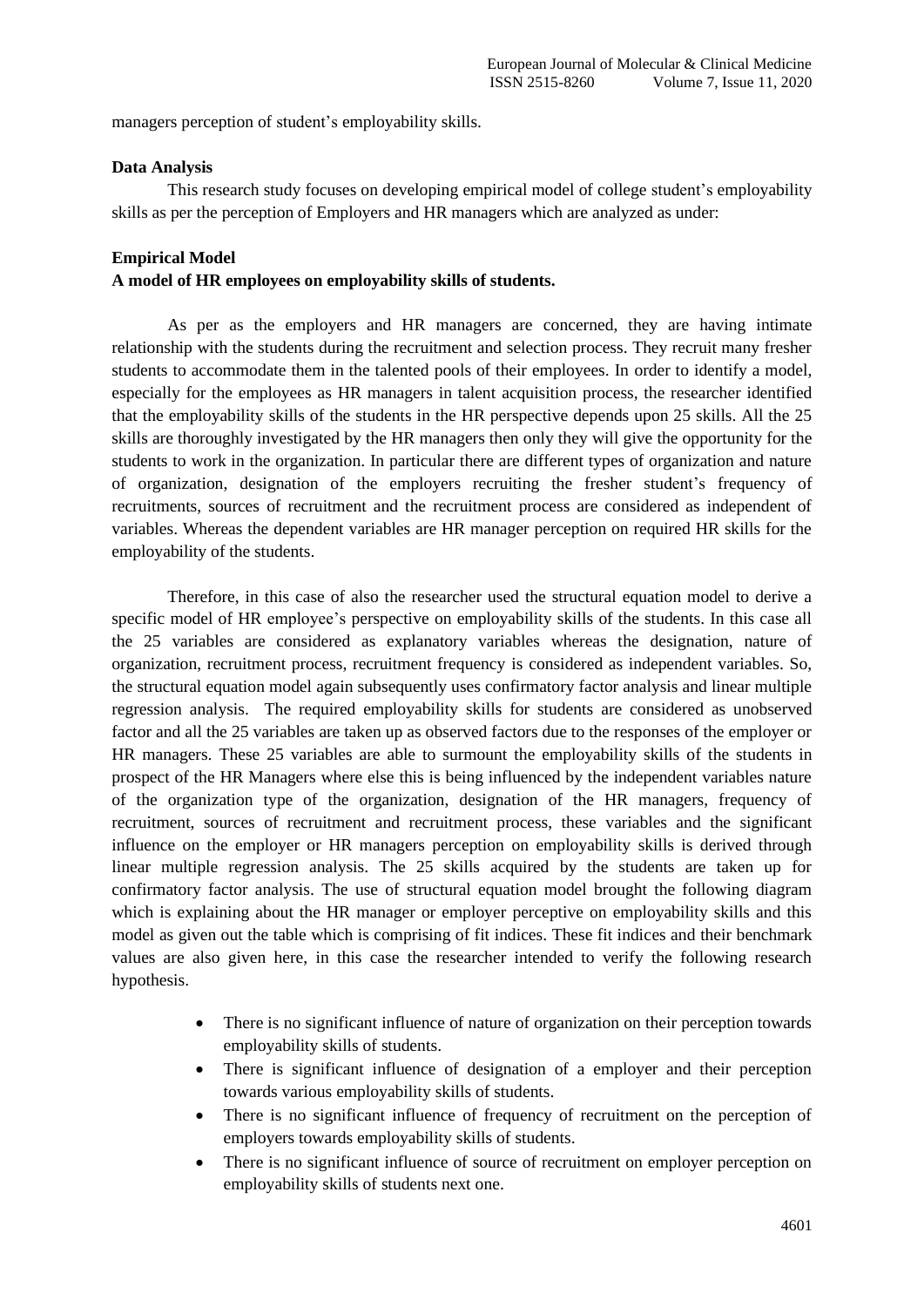managers perception of student's employability skills.

**Data Analysis**

This research study focuses on developing empirical model of college student's employability skills as per the perception of Employers and HR managers which are analyzed as under:

**Empirical Model**

**A model of HR employees on employability skills of students.**

As per as the employers and HR managers are concerned, they are having intimate relationship with the students during the recruitment and selection process. They recruit many fresher students to accommodate them in the talented pools of their employees. In order to identify a model, especially for the employees as HR managers in talent acquisition process, the researcher identified that the employability skills of the students in the HR perspective depends upon 25 skills. All the 25 skills are thoroughly investigated by the HR managers then only they will give the opportunity for the students to work in the organization. In particular there are different types of organization and nature of organization, designation of the employers recruiting the fresher student's frequency of recruitments, sources of recruitment and the recruitment process are considered as independent of variables. Whereas the dependent variables are HR manager perception on required HR skills for the employability of the students.

Therefore, in this case of also the researcher used the structural equation model to derive a specific model of HR employee's perspective on employability skills of the students. In this case all the 25 variables are considered as explanatory variables whereas the designation, nature of organization, recruitment process, recruitment frequency is considered as independent variables. So, the structural equation model again subsequently uses confirmatory factor analysis and linear multiple regression analysis. The required employability skills for students are considered as unobserved factor and all the 25 variables are taken up as observed factors due to the responses of the employer or HR managers. These 25 variables are able to surmount the employability skills of the students in prospect of the HR Managers where else this is being influenced by the independent variables nature of the organization type of the organization, designation of the HR managers, frequency of recruitment, sources of recruitment and recruitment process, these variables and the significant influence on the employer or HR managers perception on employability skills is derived through linear multiple regression analysis. The 25 skills acquired by the students are taken up for confirmatory factor analysis. The use of structural equation model brought the following diagram which is explaining about the HR manager or employer perceptive on employability skills and this model as given out the table which is comprising of fit indices. These fit indices and their benchmark values are also given here, in this case the researcher intended to verify the following research hypothesis.

- There is no significant influence of nature of organization on their perception towards employability skills of students.
- There is significant influence of designation of a employer and their perception towards various employability skills of students.
- There is no significant influence of frequency of recruitment on the perception of employers towards employability skills of students.
- There is no significant influence of source of recruitment on employer perception on employability skills of students next one.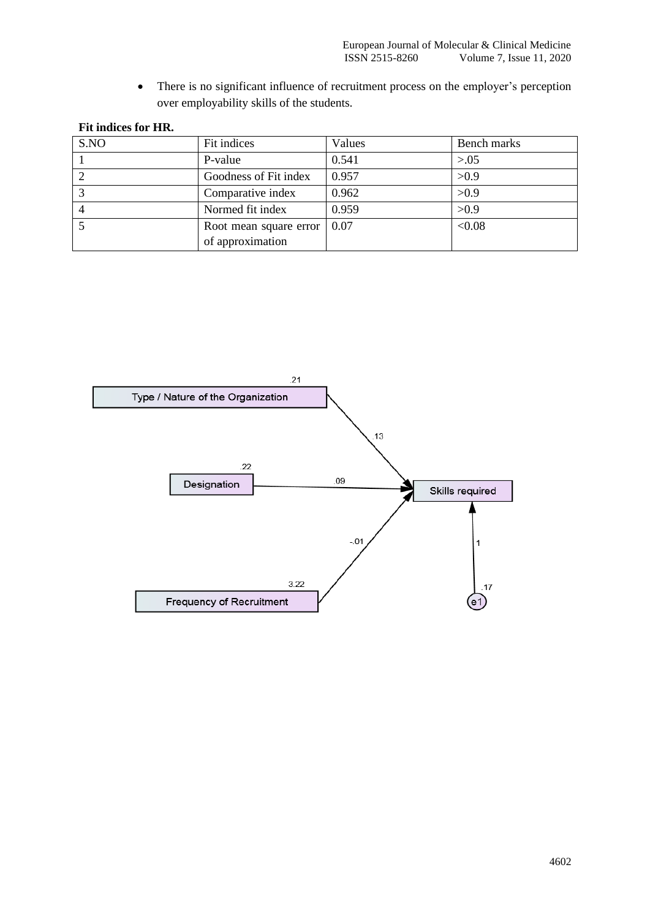- There is no significant influence of recruitment process on the employer's perception over employability skills of the students.

**Fit indices for HR.**

| S.NO | Fit indices | Values | Bench marks |
|---|---|---|---|
| 1 | P-value | 0.541 | >.05 |
| 2 | Goodness of Fit index | 0.957 | >0.9 |
| 3 | Comparative index | 0.962 | >0.9 |
| 4 | Normed fit index | 0.959 | >0.9 |
| 5 | Root mean square error of approximation | 0.07 | <0.08 |

Type / Nature of the Organization (.21) → Skills required: .13

Designation (.22) → Skills required: .09

Frequency of Recruitment (3.22) → Skills required: -.01

e1 (.17) → Skills required: 1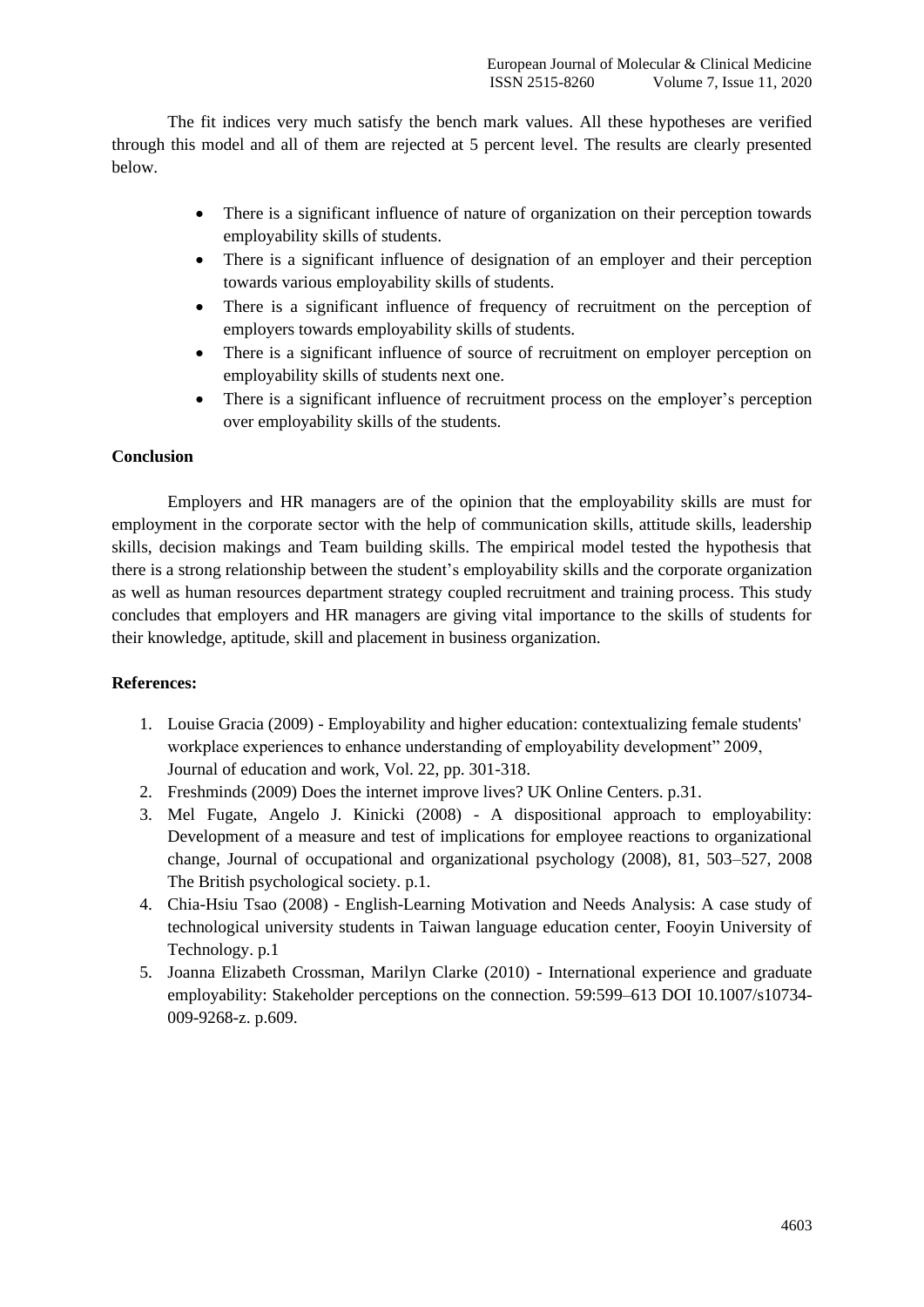The fit indices very much satisfy the bench mark values. All these hypotheses are verified through this model and all of them are rejected at 5 percent level. The results are clearly presented below.

- There is a significant influence of nature of organization on their perception towards employability skills of students.
- There is a significant influence of designation of an employer and their perception towards various employability skills of students.
- There is a significant influence of frequency of recruitment on the perception of employers towards employability skills of students.
- There is a significant influence of source of recruitment on employer perception on employability skills of students next one.
- There is a significant influence of recruitment process on the employer's perception over employability skills of the students.

**Conclusion**

Employers and HR managers are of the opinion that the employability skills are must for employment in the corporate sector with the help of communication skills, attitude skills, leadership skills, decision makings and Team building skills. The empirical model tested the hypothesis that there is a strong relationship between the student's employability skills and the corporate organization as well as human resources department strategy coupled recruitment and training process. This study concludes that employers and HR managers are giving vital importance to the skills of students for their knowledge, aptitude, skill and placement in business organization.

**References:**

1. Louise Gracia (2009) - Employability and higher education: contextualizing female students' workplace experiences to enhance understanding of employability development" 2009, Journal of education and work, Vol. 22, pp. 301-318.
2. Freshminds (2009) Does the internet improve lives? UK Online Centers. p.31.
3. Mel Fugate, Angelo J. Kinicki (2008) - A dispositional approach to employability: Development of a measure and test of implications for employee reactions to organizational change, Journal of occupational and organizational psychology (2008), 81, 503–527, 2008 The British psychological society. p.1.
4. Chia-Hsiu Tsao (2008) - English-Learning Motivation and Needs Analysis: A case study of technological university students in Taiwan language education center, Fooyin University of Technology. p.1
5. Joanna Elizabeth Crossman, Marilyn Clarke (2010) - International experience and graduate employability: Stakeholder perceptions on the connection. 59:599–613 DOI 10.1007/s10734-009-9268-z. p.609.